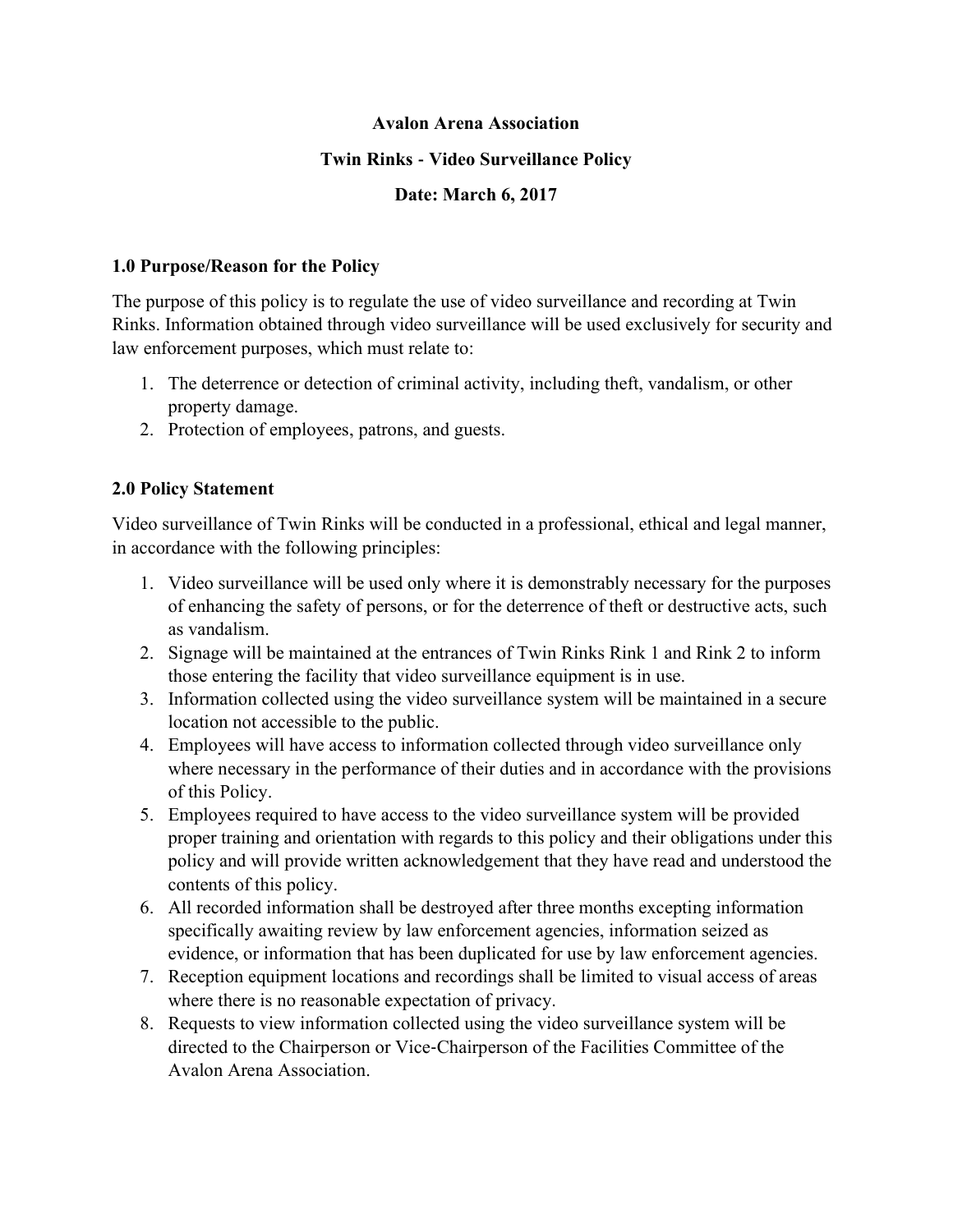**Avalon Arena Association**

**Twin Rinks - Video Surveillance Policy**

**Date: March 6, 2017**

## 1.0 Purpose/Reason for the Policy

The purpose of this policy is to regulate the use of video surveillance and recording at Twin Rinks. Information obtained through video surveillance will be used exclusively for security and law enforcement purposes, which must relate to:

1. The deterrence or detection of criminal activity, including theft, vandalism, or other property damage.
2. Protection of employees, patrons, and guests.

## 2.0 Policy Statement

Video surveillance of Twin Rinks will be conducted in a professional, ethical and legal manner, in accordance with the following principles:

1. Video surveillance will be used only where it is demonstrably necessary for the purposes of enhancing the safety of persons, or for the deterrence of theft or destructive acts, such as vandalism.
2. Signage will be maintained at the entrances of Twin Rinks Rink 1 and Rink 2 to inform those entering the facility that video surveillance equipment is in use.
3. Information collected using the video surveillance system will be maintained in a secure location not accessible to the public.
4. Employees will have access to information collected through video surveillance only where necessary in the performance of their duties and in accordance with the provisions of this Policy.
5. Employees required to have access to the video surveillance system will be provided proper training and orientation with regards to this policy and their obligations under this policy and will provide written acknowledgement that they have read and understood the contents of this policy.
6. All recorded information shall be destroyed after three months excepting information specifically awaiting review by law enforcement agencies, information seized as evidence, or information that has been duplicated for use by law enforcement agencies.
7. Reception equipment locations and recordings shall be limited to visual access of areas where there is no reasonable expectation of privacy.
8. Requests to view information collected using the video surveillance system will be directed to the Chairperson or Vice-Chairperson of the Facilities Committee of the Avalon Arena Association.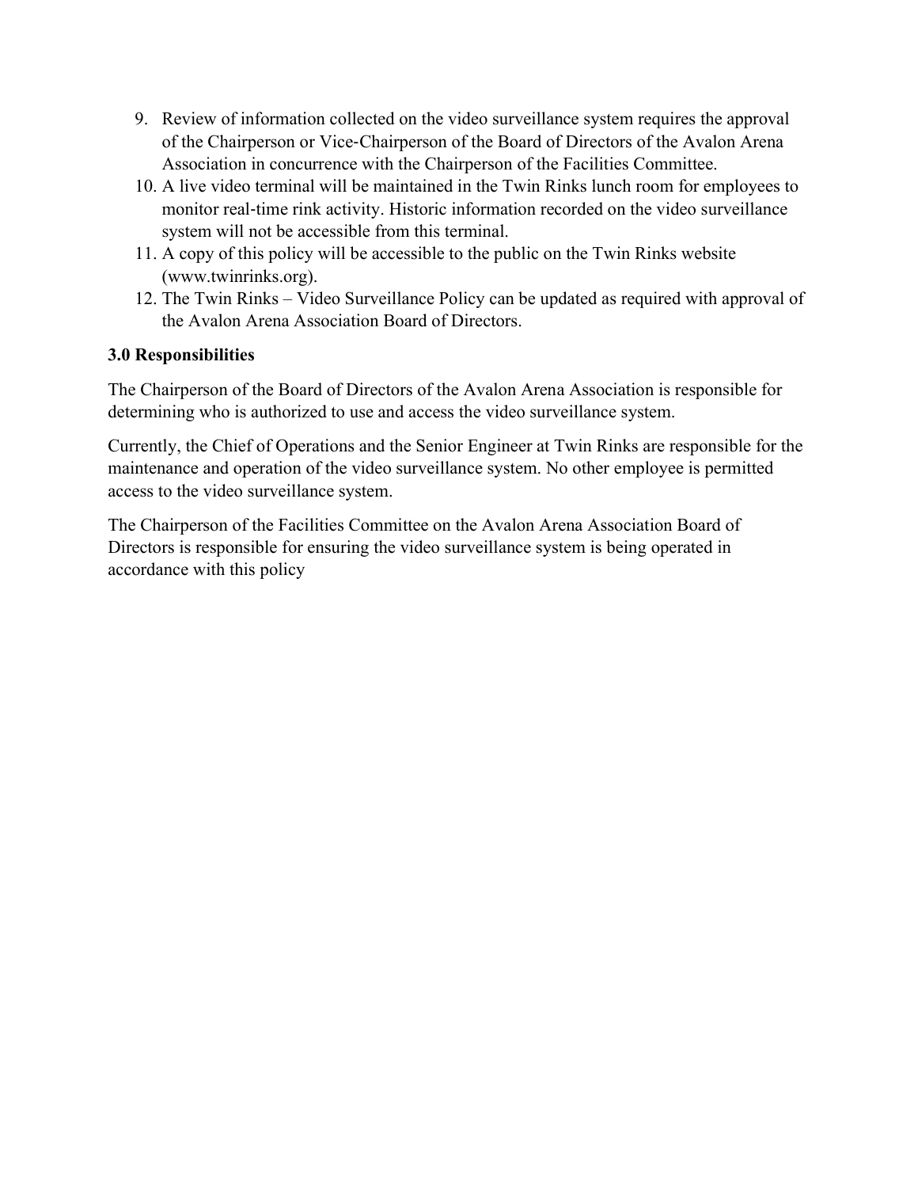9. Review of information collected on the video surveillance system requires the approval of the Chairperson or Vice-Chairperson of the Board of Directors of the Avalon Arena Association in concurrence with the Chairperson of the Facilities Committee.
10. A live video terminal will be maintained in the Twin Rinks lunch room for employees to monitor real-time rink activity. Historic information recorded on the video surveillance system will not be accessible from this terminal.
11. A copy of this policy will be accessible to the public on the Twin Rinks website (www.twinrinks.org).
12. The Twin Rinks – Video Surveillance Policy can be updated as required with approval of the Avalon Arena Association Board of Directors.

**3.0 Responsibilities**

The Chairperson of the Board of Directors of the Avalon Arena Association is responsible for determining who is authorized to use and access the video surveillance system.

Currently, the Chief of Operations and the Senior Engineer at Twin Rinks are responsible for the maintenance and operation of the video surveillance system. No other employee is permitted access to the video surveillance system.

The Chairperson of the Facilities Committee on the Avalon Arena Association Board of Directors is responsible for ensuring the video surveillance system is being operated in accordance with this policy